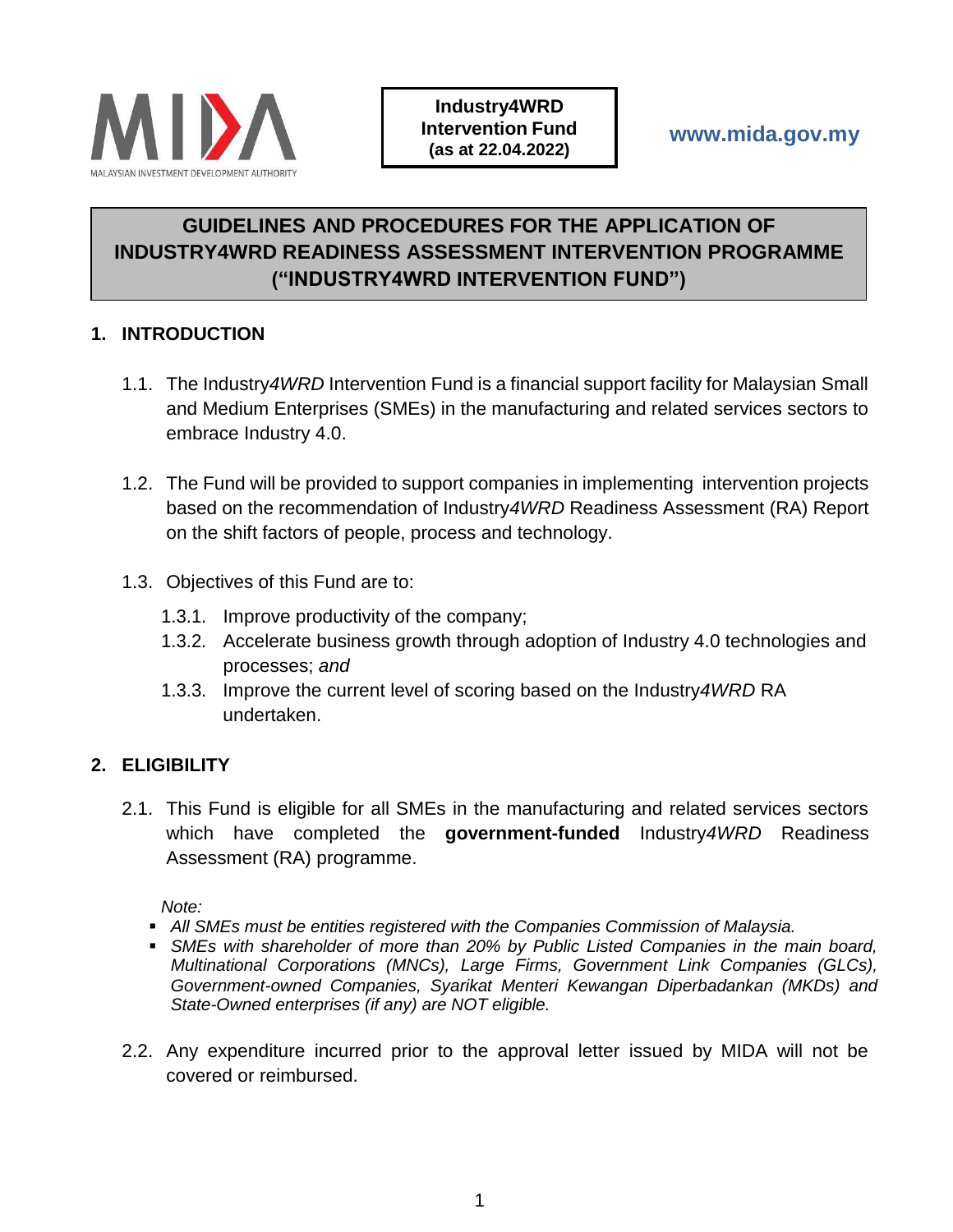MALAYSIAN INVESTMENT DEVELOPMENT AUTHORITY

**Industry4WRD Intervention Fund (as at 22.04.2022)**

**www.mida.gov.my**

# GUIDELINES AND PROCEDURES FOR THE APPLICATION OF INDUSTRY4WRD READINESS ASSESSMENT INTERVENTION PROGRAMME ("INDUSTRY4WRD INTERVENTION FUND")

## 1. INTRODUCTION

1.1. The Industry*4WRD* Intervention Fund is a financial support facility for Malaysian Small and Medium Enterprises (SMEs) in the manufacturing and related services sectors to embrace Industry 4.0.

1.2. The Fund will be provided to support companies in implementing intervention projects based on the recommendation of Industry*4WRD* Readiness Assessment (RA) Report on the shift factors of people, process and technology.

1.3. Objectives of this Fund are to:

1.3.1. Improve productivity of the company;

1.3.2. Accelerate business growth through adoption of Industry 4.0 technologies and processes; *and*

1.3.3. Improve the current level of scoring based on the Industry*4WRD* RA undertaken.

## 2. ELIGIBILITY

2.1. This Fund is eligible for all SMEs in the manufacturing and related services sectors which have completed the **government-funded** Industry*4WRD* Readiness Assessment (RA) programme.

*Note:*

- *All SMEs must be entities registered with the Companies Commission of Malaysia.*
- *SMEs with shareholder of more than 20% by Public Listed Companies in the main board, Multinational Corporations (MNCs), Large Firms, Government Link Companies (GLCs), Government-owned Companies, Syarikat Menteri Kewangan Diperbadankan (MKDs) and State-Owned enterprises (if any) are NOT eligible.*

2.2. Any expenditure incurred prior to the approval letter issued by MIDA will not be covered or reimbursed.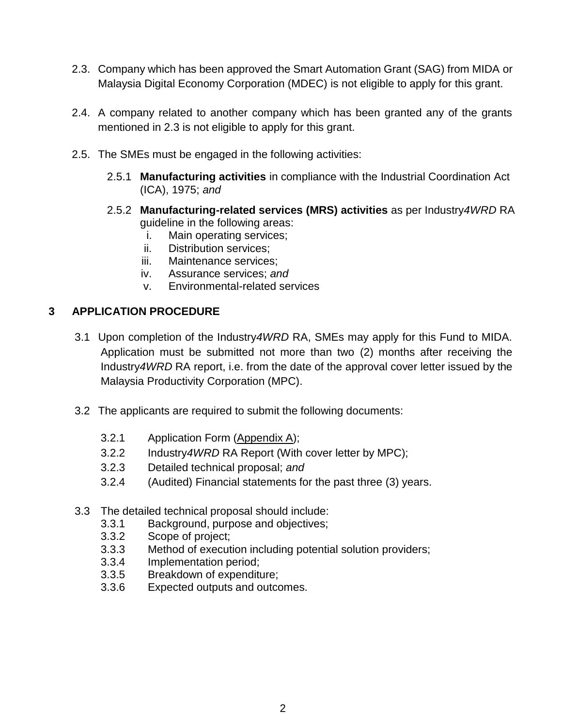2.3. Company which has been approved the Smart Automation Grant (SAG) from MIDA or Malaysia Digital Economy Corporation (MDEC) is not eligible to apply for this grant.

2.4. A company related to another company which has been granted any of the grants mentioned in 2.3 is not eligible to apply for this grant.

2.5. The SMEs must be engaged in the following activities:

2.5.1 **Manufacturing activities** in compliance with the Industrial Coordination Act (ICA), 1975; *and*

2.5.2 **Manufacturing-related services (MRS) activities** as per Industry*4WRD* RA guideline in the following areas:

i. Main operating services;
ii. Distribution services;
iii. Maintenance services;
iv. Assurance services; *and*
v. Environmental-related services

## 3 APPLICATION PROCEDURE

3.1 Upon completion of the Industry*4WRD* RA, SMEs may apply for this Fund to MIDA. Application must be submitted not more than two (2) months after receiving the Industry*4WRD* RA report, i.e. from the date of the approval cover letter issued by the Malaysia Productivity Corporation (MPC).

3.2 The applicants are required to submit the following documents:

3.2.1 Application Form (Appendix A);
3.2.2 Industry*4WRD* RA Report (With cover letter by MPC);
3.2.3 Detailed technical proposal; *and*
3.2.4 (Audited) Financial statements for the past three (3) years.

3.3 The detailed technical proposal should include:

3.3.1 Background, purpose and objectives;
3.3.2 Scope of project;
3.3.3 Method of execution including potential solution providers;
3.3.4 Implementation period;
3.3.5 Breakdown of expenditure;
3.3.6 Expected outputs and outcomes.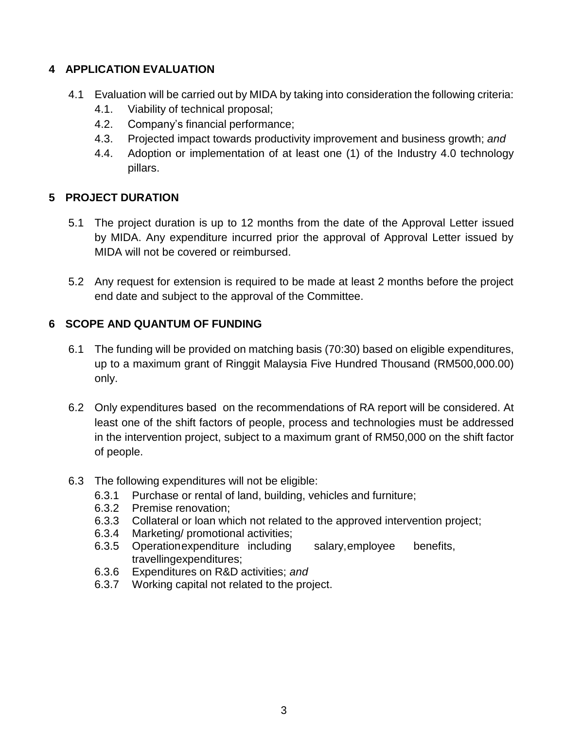## 4 APPLICATION EVALUATION

4.1 Evaluation will be carried out by MIDA by taking into consideration the following criteria:

- 4.1. Viability of technical proposal;
- 4.2. Company's financial performance;
- 4.3. Projected impact towards productivity improvement and business growth; *and*
- 4.4. Adoption or implementation of at least one (1) of the Industry 4.0 technology pillars.

## 5 PROJECT DURATION

5.1 The project duration is up to 12 months from the date of the Approval Letter issued by MIDA. Any expenditure incurred prior the approval of Approval Letter issued by MIDA will not be covered or reimbursed.

5.2 Any request for extension is required to be made at least 2 months before the project end date and subject to the approval of the Committee.

## 6 SCOPE AND QUANTUM OF FUNDING

6.1 The funding will be provided on matching basis (70:30) based on eligible expenditures, up to a maximum grant of Ringgit Malaysia Five Hundred Thousand (RM500,000.00) only.

6.2 Only expenditures based on the recommendations of RA report will be considered. At least one of the shift factors of people, process and technologies must be addressed in the intervention project, subject to a maximum grant of RM50,000 on the shift factor of people.

6.3 The following expenditures will not be eligible:

- 6.3.1 Purchase or rental of land, building, vehicles and furniture;
- 6.3.2 Premise renovation;
- 6.3.3 Collateral or loan which not related to the approved intervention project;
- 6.3.4 Marketing/ promotional activities;
- 6.3.5 Operation expenditure including salary, employee benefits, travelling expenditures;
- 6.3.6 Expenditures on R&D activities; *and*
- 6.3.7 Working capital not related to the project.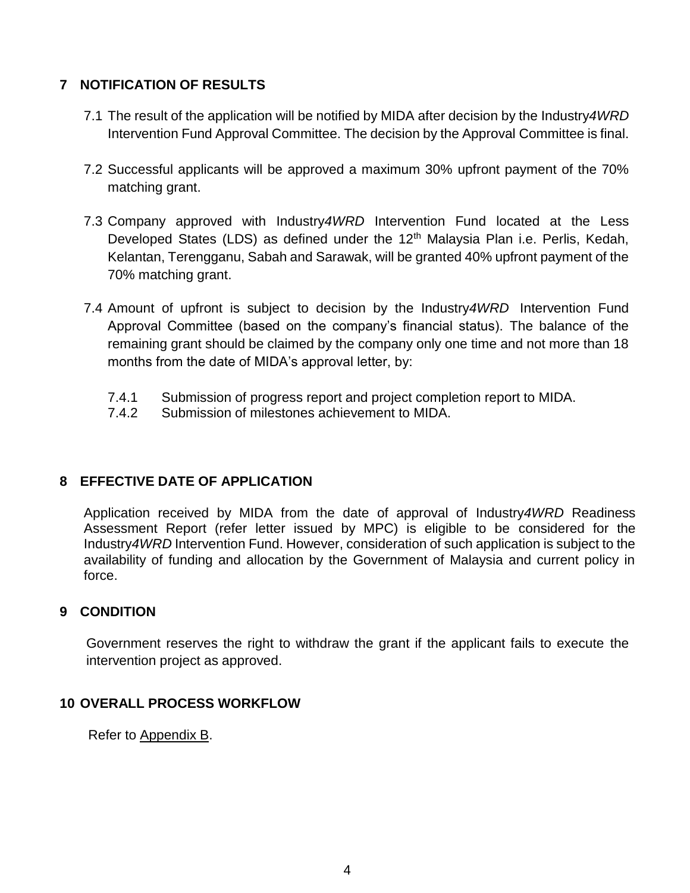## 7 NOTIFICATION OF RESULTS

7.1 The result of the application will be notified by MIDA after decision by the Industry*4WRD* Intervention Fund Approval Committee. The decision by the Approval Committee is final.

7.2 Successful applicants will be approved a maximum 30% upfront payment of the 70% matching grant.

7.3 Company approved with Industry*4WRD* Intervention Fund located at the Less Developed States (LDS) as defined under the 12th Malaysia Plan i.e. Perlis, Kedah, Kelantan, Terengganu, Sabah and Sarawak, will be granted 40% upfront payment of the 70% matching grant.

7.4 Amount of upfront is subject to decision by the Industry*4WRD* Intervention Fund Approval Committee (based on the company's financial status). The balance of the remaining grant should be claimed by the company only one time and not more than 18 months from the date of MIDA's approval letter, by:

- 7.4.1 Submission of progress report and project completion report to MIDA.
- 7.4.2 Submission of milestones achievement to MIDA.

## 8 EFFECTIVE DATE OF APPLICATION

Application received by MIDA from the date of approval of Industry*4WRD* Readiness Assessment Report (refer letter issued by MPC) is eligible to be considered for the Industry*4WRD* Intervention Fund. However, consideration of such application is subject to the availability of funding and allocation by the Government of Malaysia and current policy in force.

## 9 CONDITION

Government reserves the right to withdraw the grant if the applicant fails to execute the intervention project as approved.

## 10 OVERALL PROCESS WORKFLOW

Refer to Appendix B.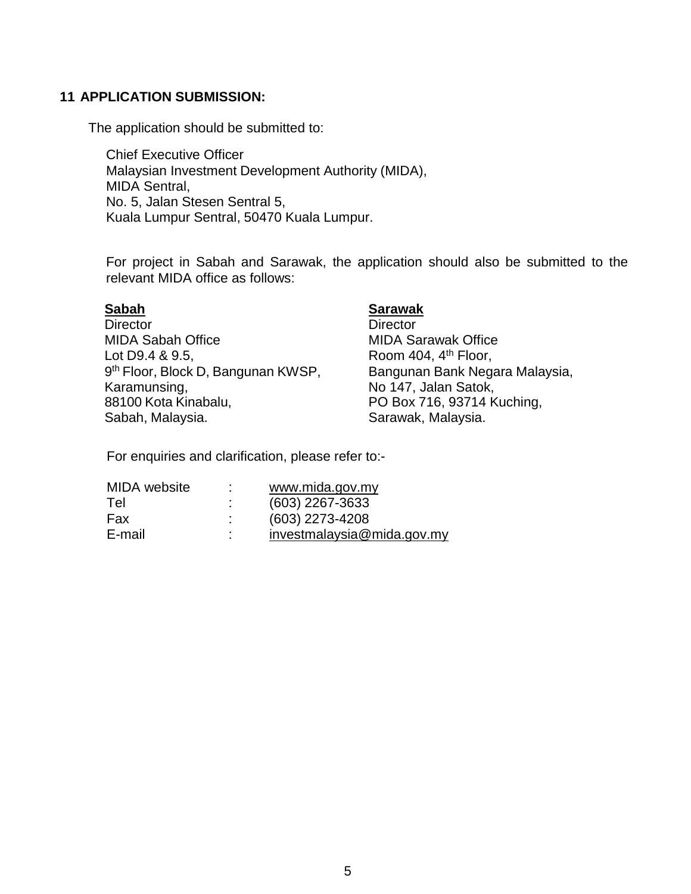## 11 APPLICATION SUBMISSION:

The application should be submitted to:

Chief Executive Officer
Malaysian Investment Development Authority (MIDA),
MIDA Sentral,
No. 5, Jalan Stesen Sentral 5,
Kuala Lumpur Sentral, 50470 Kuala Lumpur.

For project in Sabah and Sarawak, the application should also be submitted to the relevant MIDA office as follows:

**Sabah**
Director
MIDA Sabah Office
Lot D9.4 & 9.5,
9th Floor, Block D, Bangunan KWSP,
Karamunsing,
88100 Kota Kinabalu,
Sabah, Malaysia.

**Sarawak**
Director
MIDA Sarawak Office
Room 404, 4th Floor,
Bangunan Bank Negara Malaysia,
No 147, Jalan Satok,
PO Box 716, 93714 Kuching,
Sarawak, Malaysia.

For enquiries and clarification, please refer to:-

| | | |
|---|---|---|
| MIDA website | : | www.mida.gov.my |
| Tel | : | (603) 2267-3633 |
| Fax | : | (603) 2273-4208 |
| E-mail | : | investmalaysia@mida.gov.my |